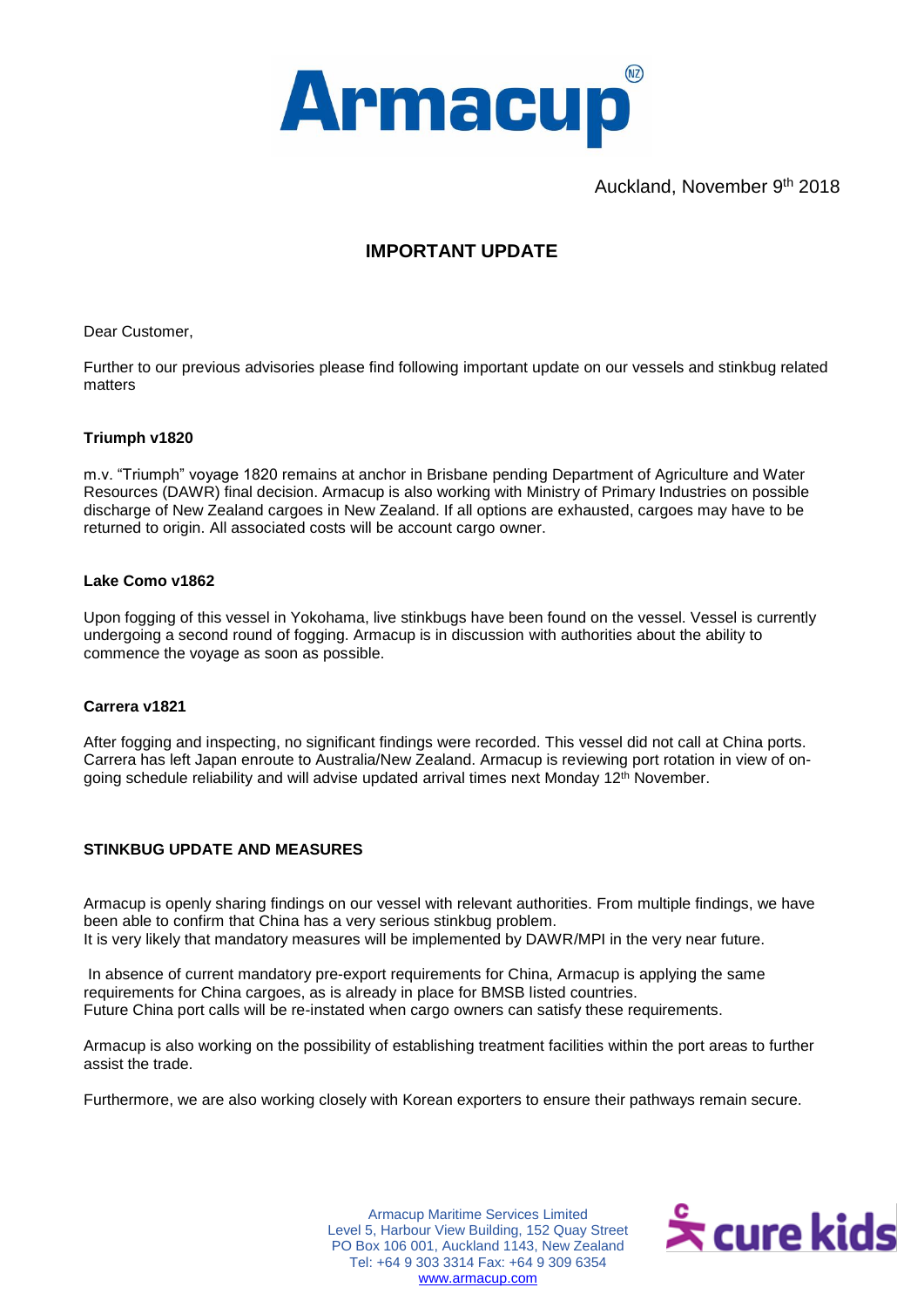Auckland, November 9th 2018

# IMPORTANT UPDATE

Dear Customer,

Further to our previous advisories please find following important update on our vessels and stinkbug related matters

**Triumph v1820**

m.v. "Triumph" voyage 1820 remains at anchor in Brisbane pending Department of Agriculture and Water Resources (DAWR) final decision. Armacup is also working with Ministry of Primary Industries on possible discharge of New Zealand cargoes in New Zealand. If all options are exhausted, cargoes may have to be returned to origin. All associated costs will be account cargo owner.

**Lake Como v1862**

Upon fogging of this vessel in Yokohama, live stinkbugs have been found on the vessel. Vessel is currently undergoing a second round of fogging. Armacup is in discussion with authorities about the ability to commence the voyage as soon as possible.

**Carrera v1821**

After fogging and inspecting, no significant findings were recorded. This vessel did not call at China ports. Carrera has left Japan enroute to Australia/New Zealand. Armacup is reviewing port rotation in view of on-going schedule reliability and will advise updated arrival times next Monday 12th November.

**STINKBUG UPDATE AND MEASURES**

Armacup is openly sharing findings on our vessel with relevant authorities. From multiple findings, we have been able to confirm that China has a very serious stinkbug problem.
It is very likely that mandatory measures will be implemented by DAWR/MPI in the very near future.

In absence of current mandatory pre-export requirements for China, Armacup is applying the same requirements for China cargoes, as is already in place for BMSB listed countries.
Future China port calls will be re-instated when cargo owners can satisfy these requirements.

Armacup is also working on the possibility of establishing treatment facilities within the port areas to further assist the trade.

Furthermore, we are also working closely with Korean exporters to ensure their pathways remain secure.

Armacup Maritime Services Limited
Level 5, Harbour View Building, 152 Quay Street
PO Box 106 001, Auckland 1143, New Zealand
Tel: +64 9 303 3314 Fax: +64 9 309 6354
www.armacup.com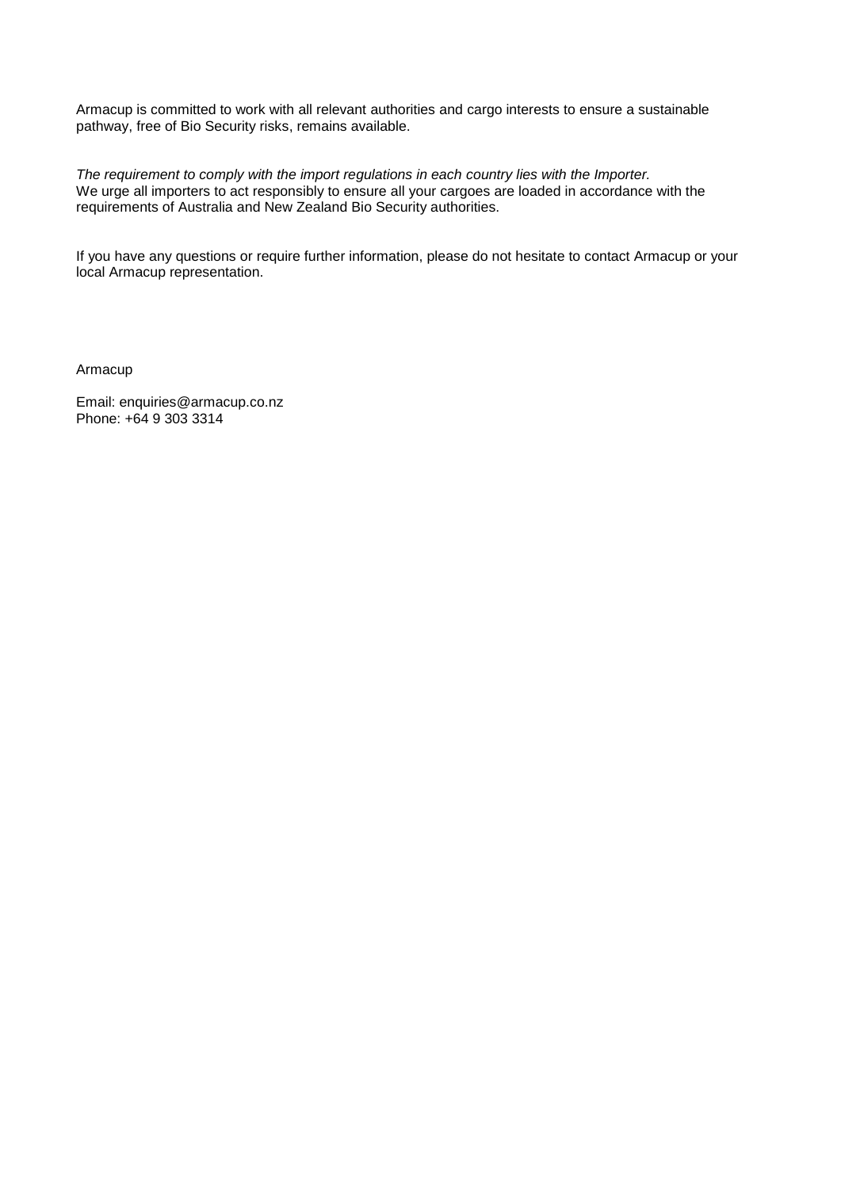Armacup is committed to work with all relevant authorities and cargo interests to ensure a sustainable pathway, free of Bio Security risks, remains available.

*The requirement to comply with the import regulations in each country lies with the Importer.*
We urge all importers to act responsibly to ensure all your cargoes are loaded in accordance with the requirements of Australia and New Zealand Bio Security authorities.

If you have any questions or require further information, please do not hesitate to contact Armacup or your local Armacup representation.

Armacup

Email: enquiries@armacup.co.nz
Phone: +64 9 303 3314